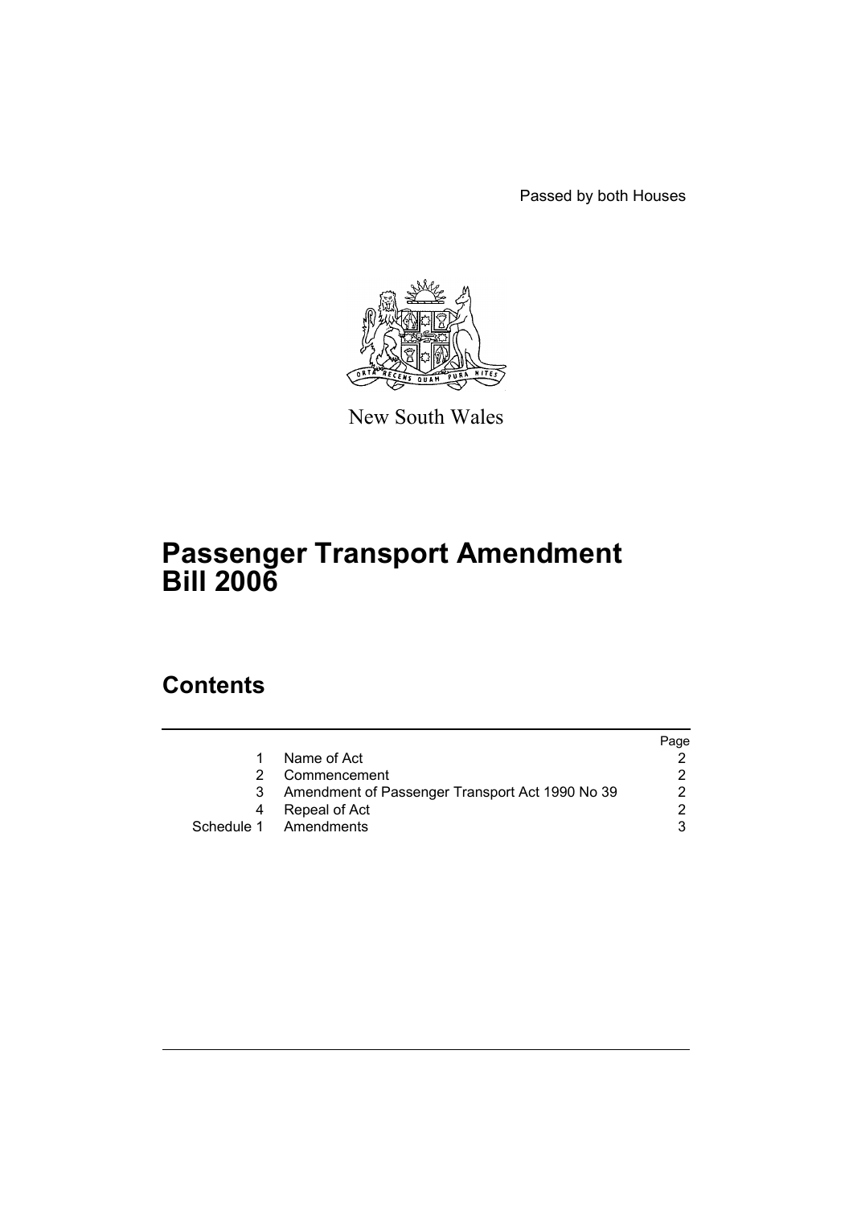Passed by both Houses

New South Wales

# Passenger Transport Amendment Bill 2006

## Contents

| | | Page |
|---|---|---|
| 1 | Name of Act | 2 |
| 2 | Commencement | 2 |
| 3 | Amendment of Passenger Transport Act 1990 No 39 | 2 |
| 4 | Repeal of Act | 2 |
| Schedule 1 | Amendments | 3 |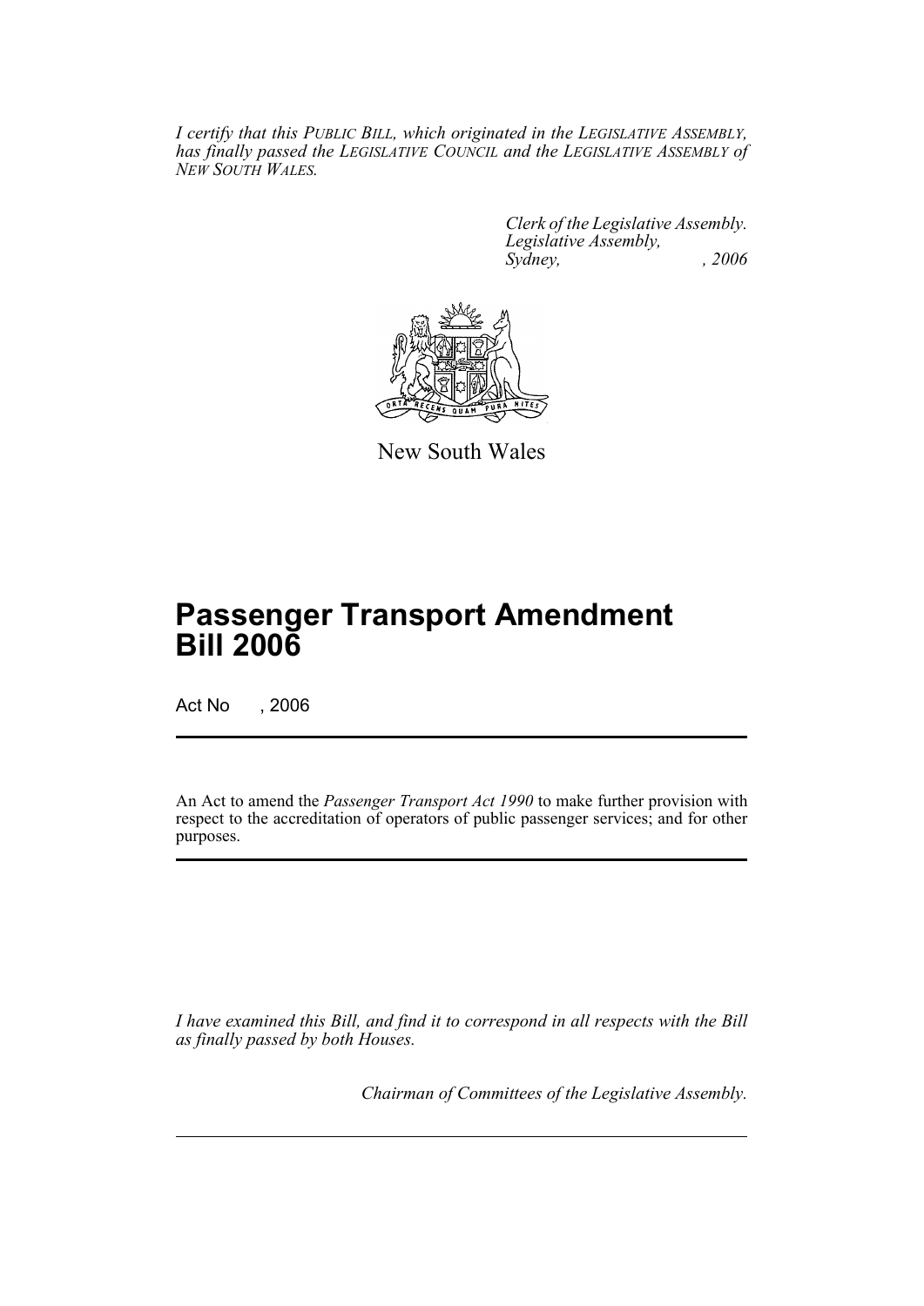*I certify that this PUBLIC BILL, which originated in the LEGISLATIVE ASSEMBLY, has finally passed the LEGISLATIVE COUNCIL and the LEGISLATIVE ASSEMBLY of NEW SOUTH WALES.*

*Clerk of the Legislative Assembly.*
*Legislative Assembly,*
*Sydney, , 2006*

New South Wales

# Passenger Transport Amendment Bill 2006

Act No , 2006

An Act to amend the *Passenger Transport Act 1990* to make further provision with respect to the accreditation of operators of public passenger services; and for other purposes.

*I have examined this Bill, and find it to correspond in all respects with the Bill as finally passed by both Houses.*

*Chairman of Committees of the Legislative Assembly.*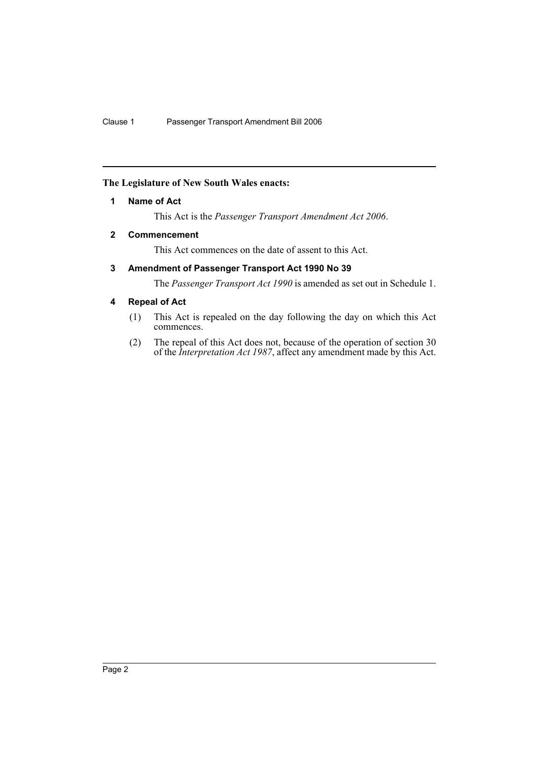**The Legislature of New South Wales enacts:**

## 1 Name of Act

This Act is the *Passenger Transport Amendment Act 2006*.

## 2 Commencement

This Act commences on the date of assent to this Act.

## 3 Amendment of Passenger Transport Act 1990 No 39

The *Passenger Transport Act 1990* is amended as set out in Schedule 1.

## 4 Repeal of Act

(1) This Act is repealed on the day following the day on which this Act commences.

(2) The repeal of this Act does not, because of the operation of section 30 of the *Interpretation Act 1987*, affect any amendment made by this Act.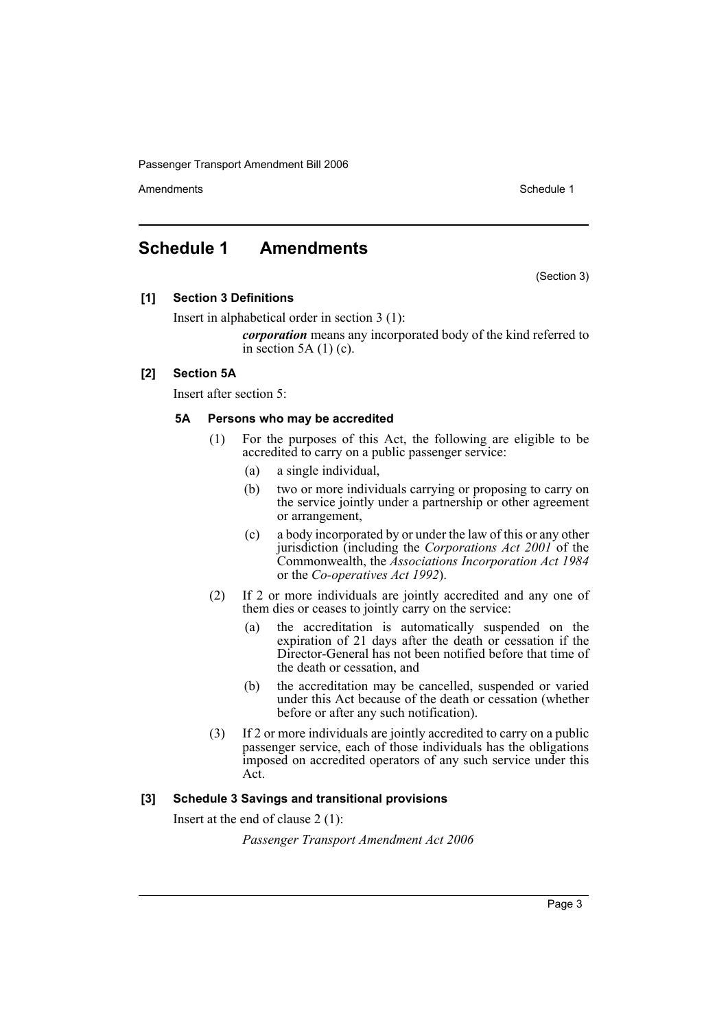# Schedule 1 Amendments

(Section 3)

**[1] Section 3 Definitions**

Insert in alphabetical order in section 3 (1):

> ***corporation*** means any incorporated body of the kind referred to in section 5A (1) (c).

**[2] Section 5A**

Insert after section 5:

**5A Persons who may be accredited**

(1) For the purposes of this Act, the following are eligible to be accredited to carry on a public passenger service:

- (a) a single individual,
- (b) two or more individuals carrying or proposing to carry on the service jointly under a partnership or other agreement or arrangement,
- (c) a body incorporated by or under the law of this or any other jurisdiction (including the *Corporations Act 2001* of the Commonwealth, the *Associations Incorporation Act 1984* or the *Co-operatives Act 1992*).

(2) If 2 or more individuals are jointly accredited and any one of them dies or ceases to jointly carry on the service:

- (a) the accreditation is automatically suspended on the expiration of 21 days after the death or cessation if the Director-General has not been notified before that time of the death or cessation, and
- (b) the accreditation may be cancelled, suspended or varied under this Act because of the death or cessation (whether before or after any such notification).

(3) If 2 or more individuals are jointly accredited to carry on a public passenger service, each of those individuals has the obligations imposed on accredited operators of any such service under this Act.

**[3] Schedule 3 Savings and transitional provisions**

Insert at the end of clause 2 (1):

> *Passenger Transport Amendment Act 2006*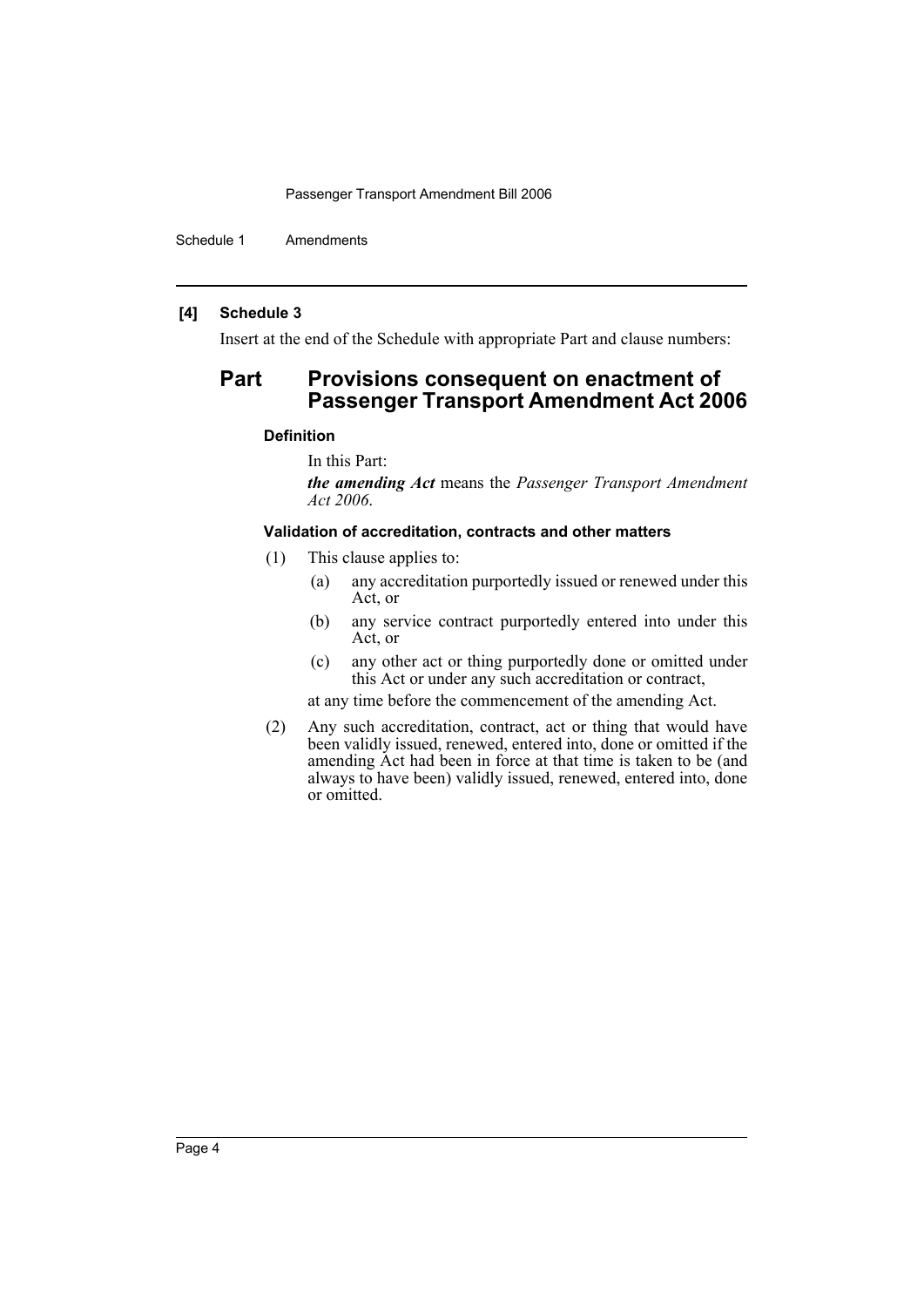**[4] Schedule 3**

Insert at the end of the Schedule with appropriate Part and clause numbers:

## Part Provisions consequent on enactment of Passenger Transport Amendment Act 2006

#### Definition

In this Part:

***the amending Act*** means the *Passenger Transport Amendment Act 2006*.

#### Validation of accreditation, contracts and other matters

(1) This clause applies to:

- (a) any accreditation purportedly issued or renewed under this Act, or
- (b) any service contract purportedly entered into under this Act, or
- (c) any other act or thing purportedly done or omitted under this Act or under any such accreditation or contract,

at any time before the commencement of the amending Act.

(2) Any such accreditation, contract, act or thing that would have been validly issued, renewed, entered into, done or omitted if the amending Act had been in force at that time is taken to be (and always to have been) validly issued, renewed, entered into, done or omitted.